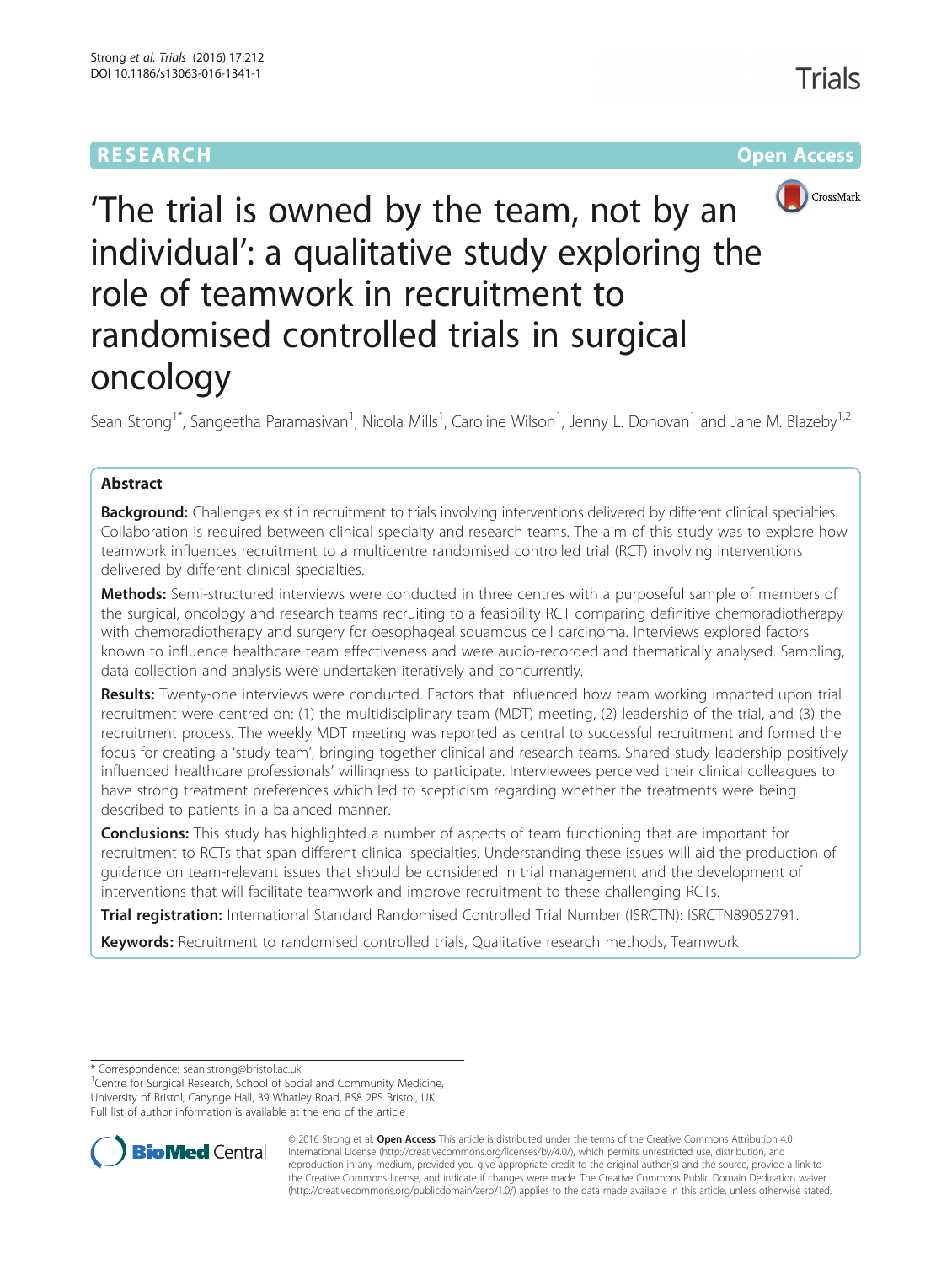RESEARCH Open Access

# 'The trial is owned by the team, not by an individual': a qualitative study exploring the role of teamwork in recruitment to randomised controlled trials in surgical oncology

Sean Strong[1*], Sangeetha Paramasivan[1], Nicola Mills[1], Caroline Wilson[1], Jenny L. Donovan[1] and Jane M. Blazeby[1,2]

## Abstract

**Background:** Challenges exist in recruitment to trials involving interventions delivered by different clinical specialties. Collaboration is required between clinical specialty and research teams. The aim of this study was to explore how teamwork influences recruitment to a multicentre randomised controlled trial (RCT) involving interventions delivered by different clinical specialties.

**Methods:** Semi-structured interviews were conducted in three centres with a purposeful sample of members of the surgical, oncology and research teams recruiting to a feasibility RCT comparing definitive chemoradiotherapy with chemoradiotherapy and surgery for oesophageal squamous cell carcinoma. Interviews explored factors known to influence healthcare team effectiveness and were audio-recorded and thematically analysed. Sampling, data collection and analysis were undertaken iteratively and concurrently.

**Results:** Twenty-one interviews were conducted. Factors that influenced how team working impacted upon trial recruitment were centred on: (1) the multidisciplinary team (MDT) meeting, (2) leadership of the trial, and (3) the recruitment process. The weekly MDT meeting was reported as central to successful recruitment and formed the focus for creating a 'study team', bringing together clinical and research teams. Shared study leadership positively influenced healthcare professionals' willingness to participate. Interviewees perceived their clinical colleagues to have strong treatment preferences which led to scepticism regarding whether the treatments were being described to patients in a balanced manner.

**Conclusions:** This study has highlighted a number of aspects of team functioning that are important for recruitment to RCTs that span different clinical specialties. Understanding these issues will aid the production of guidance on team-relevant issues that should be considered in trial management and the development of interventions that will facilitate teamwork and improve recruitment to these challenging RCTs.

**Trial registration:** International Standard Randomised Controlled Trial Number (ISRCTN): ISRCTN89052791.

**Keywords:** Recruitment to randomised controlled trials, Qualitative research methods, Teamwork

---

* Correspondence: sean.strong@bristol.ac.uk
[1]Centre for Surgical Research, School of Social and Community Medicine, University of Bristol, Canynge Hall, 39 Whatley Road, BS8 2PS Bristol, UK
Full list of author information is available at the end of the article

© 2016 Strong et al. **Open Access** This article is distributed under the terms of the Creative Commons Attribution 4.0 International License (http://creativecommons.org/licenses/by/4.0/), which permits unrestricted use, distribution, and reproduction in any medium, provided you give appropriate credit to the original author(s) and the source, provide a link to the Creative Commons license, and indicate if changes were made. The Creative Commons Public Domain Dedication waiver (http://creativecommons.org/publicdomain/zero/1.0/) applies to the data made available in this article, unless otherwise stated.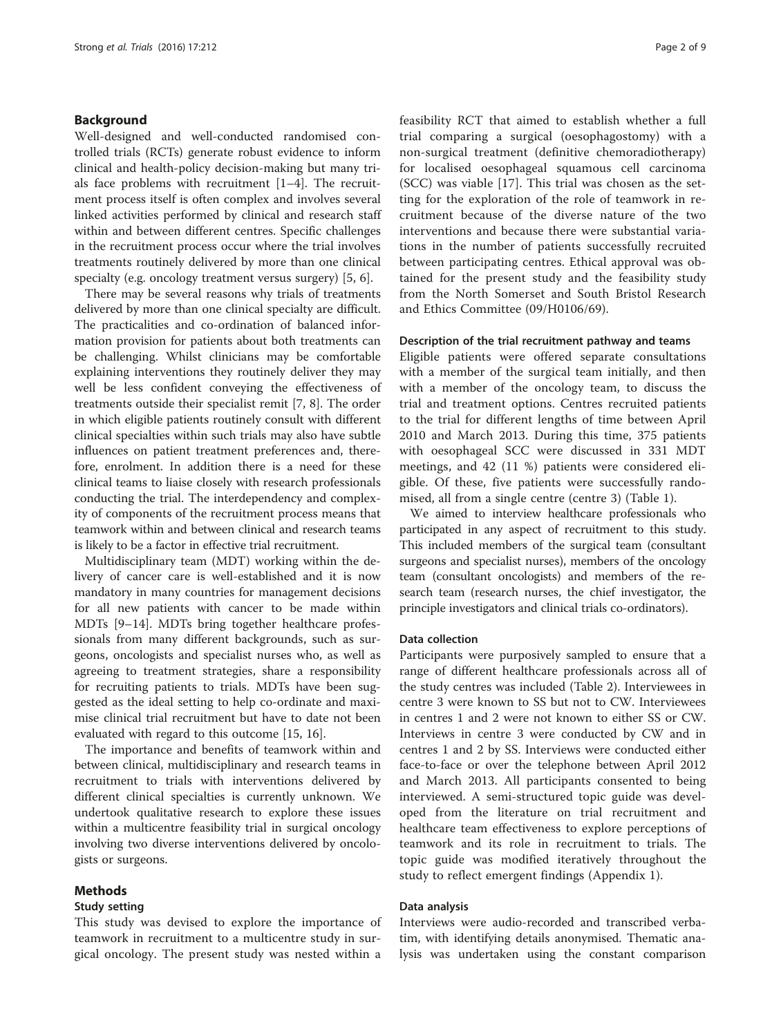## Background

Well-designed and well-conducted randomised controlled trials (RCTs) generate robust evidence to inform clinical and health-policy decision-making but many trials face problems with recruitment [1–4]. The recruitment process itself is often complex and involves several linked activities performed by clinical and research staff within and between different centres. Specific challenges in the recruitment process occur where the trial involves treatments routinely delivered by more than one clinical specialty (e.g. oncology treatment versus surgery) [5, 6].

There may be several reasons why trials of treatments delivered by more than one clinical specialty are difficult. The practicalities and co-ordination of balanced information provision for patients about both treatments can be challenging. Whilst clinicians may be comfortable explaining interventions they routinely deliver they may well be less confident conveying the effectiveness of treatments outside their specialist remit [7, 8]. The order in which eligible patients routinely consult with different clinical specialties within such trials may also have subtle influences on patient treatment preferences and, therefore, enrolment. In addition there is a need for these clinical teams to liaise closely with research professionals conducting the trial. The interdependency and complexity of components of the recruitment process means that teamwork within and between clinical and research teams is likely to be a factor in effective trial recruitment.

Multidisciplinary team (MDT) working within the delivery of cancer care is well-established and it is now mandatory in many countries for management decisions for all new patients with cancer to be made within MDTs [9–14]. MDTs bring together healthcare professionals from many different backgrounds, such as surgeons, oncologists and specialist nurses who, as well as agreeing to treatment strategies, share a responsibility for recruiting patients to trials. MDTs have been suggested as the ideal setting to help co-ordinate and maximise clinical trial recruitment but have to date not been evaluated with regard to this outcome [15, 16].

The importance and benefits of teamwork within and between clinical, multidisciplinary and research teams in recruitment to trials with interventions delivered by different clinical specialties is currently unknown. We undertook qualitative research to explore these issues within a multicentre feasibility trial in surgical oncology involving two diverse interventions delivered by oncologists or surgeons.

## Methods

### Study setting

This study was devised to explore the importance of teamwork in recruitment to a multicentre study in surgical oncology. The present study was nested within a feasibility RCT that aimed to establish whether a full trial comparing a surgical (oesophagostomy) with a non-surgical treatment (definitive chemoradiotherapy) for localised oesophageal squamous cell carcinoma (SCC) was viable [17]. This trial was chosen as the setting for the exploration of the role of teamwork in recruitment because of the diverse nature of the two interventions and because there were substantial variations in the number of patients successfully recruited between participating centres. Ethical approval was obtained for the present study and the feasibility study from the North Somerset and South Bristol Research and Ethics Committee (09/H0106/69).

### Description of the trial recruitment pathway and teams

Eligible patients were offered separate consultations with a member of the surgical team initially, and then with a member of the oncology team, to discuss the trial and treatment options. Centres recruited patients to the trial for different lengths of time between April 2010 and March 2013. During this time, 375 patients with oesophageal SCC were discussed in 331 MDT meetings, and 42 (11 %) patients were considered eligible. Of these, five patients were successfully randomised, all from a single centre (centre 3) (Table 1).

We aimed to interview healthcare professionals who participated in any aspect of recruitment to this study. This included members of the surgical team (consultant surgeons and specialist nurses), members of the oncology team (consultant oncologists) and members of the research team (research nurses, the chief investigator, the principle investigators and clinical trials co-ordinators).

### Data collection

Participants were purposively sampled to ensure that a range of different healthcare professionals across all of the study centres was included (Table 2). Interviewees in centre 3 were known to SS but not to CW. Interviewees in centres 1 and 2 were not known to either SS or CW. Interviews in centre 3 were conducted by CW and in centres 1 and 2 by SS. Interviews were conducted either face-to-face or over the telephone between April 2012 and March 2013. All participants consented to being interviewed. A semi-structured topic guide was developed from the literature on trial recruitment and healthcare team effectiveness to explore perceptions of teamwork and its role in recruitment to trials. The topic guide was modified iteratively throughout the study to reflect emergent findings (Appendix 1).

### Data analysis

Interviews were audio-recorded and transcribed verbatim, with identifying details anonymised. Thematic analysis was undertaken using the constant comparison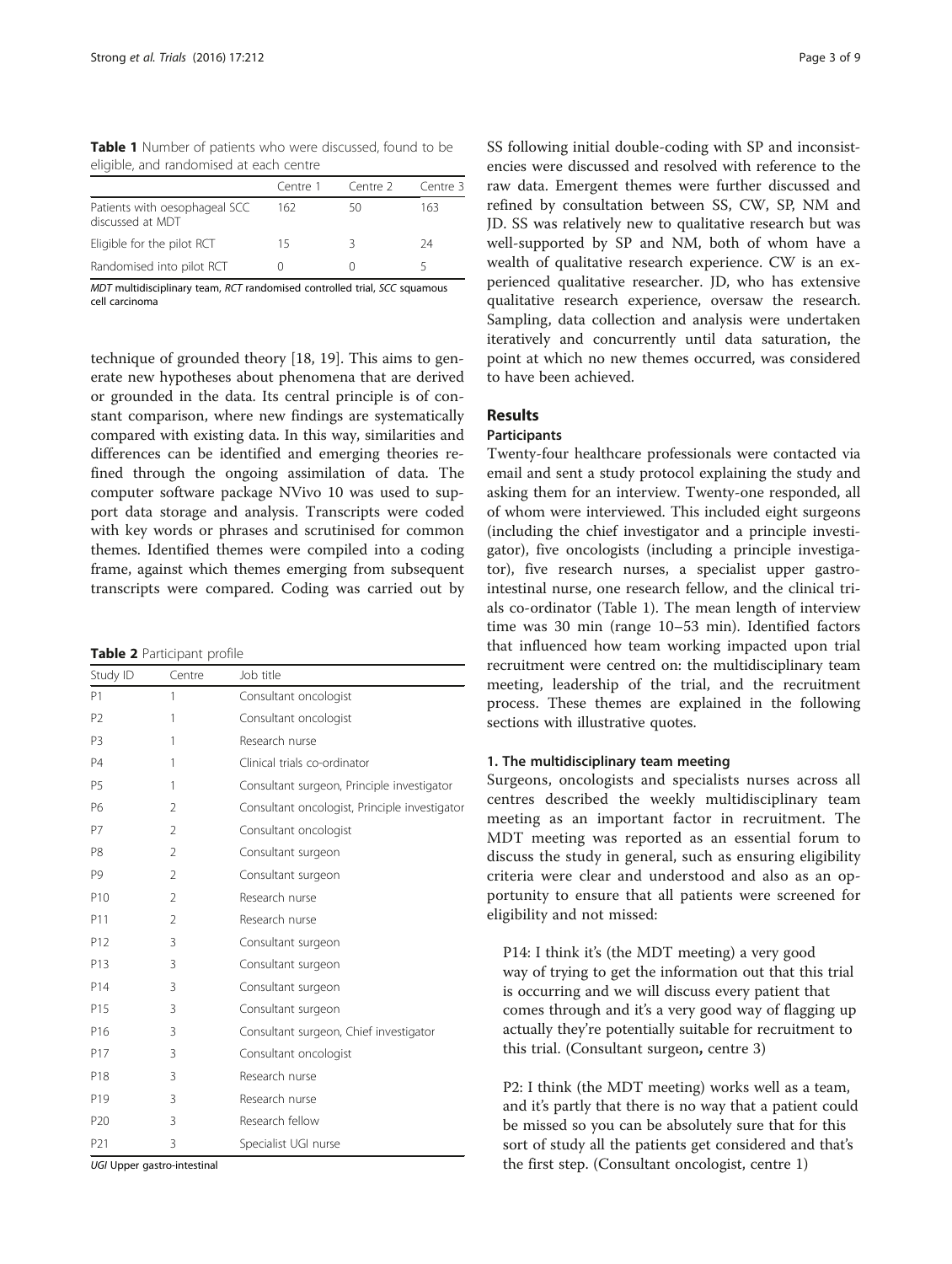**Table 1** Number of patients who were discussed, found to be eligible, and randomised at each centre

| | Centre 1 | Centre 2 | Centre 3 |
|---|---|---|---|
| Patients with oesophageal SCC discussed at MDT | 162 | 50 | 163 |
| Eligible for the pilot RCT | 15 | 3 | 24 |
| Randomised into pilot RCT | 0 | 0 | 5 |

*MDT* multidisciplinary team, *RCT* randomised controlled trial, *SCC* squamous cell carcinoma

technique of grounded theory [18, 19]. This aims to generate new hypotheses about phenomena that are derived or grounded in the data. Its central principle is of constant comparison, where new findings are systematically compared with existing data. In this way, similarities and differences can be identified and emerging theories refined through the ongoing assimilation of data. The computer software package NVivo 10 was used to support data storage and analysis. Transcripts were coded with key words or phrases and scrutinised for common themes. Identified themes were compiled into a coding frame, against which themes emerging from subsequent transcripts were compared. Coding was carried out by SS following initial double-coding with SP and inconsistencies were discussed and resolved with reference to the raw data. Emergent themes were further discussed and refined by consultation between SS, CW, SP, NM and JD. SS was relatively new to qualitative research but was well-supported by SP and NM, both of whom have a wealth of qualitative research experience. CW is an experienced qualitative researcher. JD, who has extensive qualitative research experience, oversaw the research. Sampling, data collection and analysis were undertaken iteratively and concurrently until data saturation, the point at which no new themes occurred, was considered to have been achieved.

**Table 2** Participant profile

| Study ID | Centre | Job title |
|---|---|---|
| P1 | 1 | Consultant oncologist |
| P2 | 1 | Consultant oncologist |
| P3 | 1 | Research nurse |
| P4 | 1 | Clinical trials co-ordinator |
| P5 | 1 | Consultant surgeon, Principle investigator |
| P6 | 2 | Consultant oncologist, Principle investigator |
| P7 | 2 | Consultant oncologist |
| P8 | 2 | Consultant surgeon |
| P9 | 2 | Consultant surgeon |
| P10 | 2 | Research nurse |
| P11 | 2 | Research nurse |
| P12 | 3 | Consultant surgeon |
| P13 | 3 | Consultant surgeon |
| P14 | 3 | Consultant surgeon |
| P15 | 3 | Consultant surgeon |
| P16 | 3 | Consultant surgeon, Chief investigator |
| P17 | 3 | Consultant oncologist |
| P18 | 3 | Research nurse |
| P19 | 3 | Research nurse |
| P20 | 3 | Research fellow |
| P21 | 3 | Specialist UGI nurse |

*UGI* Upper gastro-intestinal

## Results

### Participants

Twenty-four healthcare professionals were contacted via email and sent a study protocol explaining the study and asking them for an interview. Twenty-one responded, all of whom were interviewed. This included eight surgeons (including the chief investigator and a principle investigator), five oncologists (including a principle investigator), five research nurses, a specialist upper gastrointestinal nurse, one research fellow, and the clinical trials co-ordinator (Table 1). The mean length of interview time was 30 min (range 10–53 min). Identified factors that influenced how team working impacted upon trial recruitment were centred on: the multidisciplinary team meeting, leadership of the trial, and the recruitment process. These themes are explained in the following sections with illustrative quotes.

#### 1. The multidisciplinary team meeting

Surgeons, oncologists and specialists nurses across all centres described the weekly multidisciplinary team meeting as an important factor in recruitment. The MDT meeting was reported as an essential forum to discuss the study in general, such as ensuring eligibility criteria were clear and understood and also as an opportunity to ensure that all patients were screened for eligibility and not missed:

> P14: I think it's (the MDT meeting) a very good way of trying to get the information out that this trial is occurring and we will discuss every patient that comes through and it's a very good way of flagging up actually they're potentially suitable for recruitment to this trial. (Consultant surgeon, centre 3)

> P2: I think (the MDT meeting) works well as a team, and it's partly that there is no way that a patient could be missed so you can be absolutely sure that for this sort of study all the patients get considered and that's the first step. (Consultant oncologist, centre 1)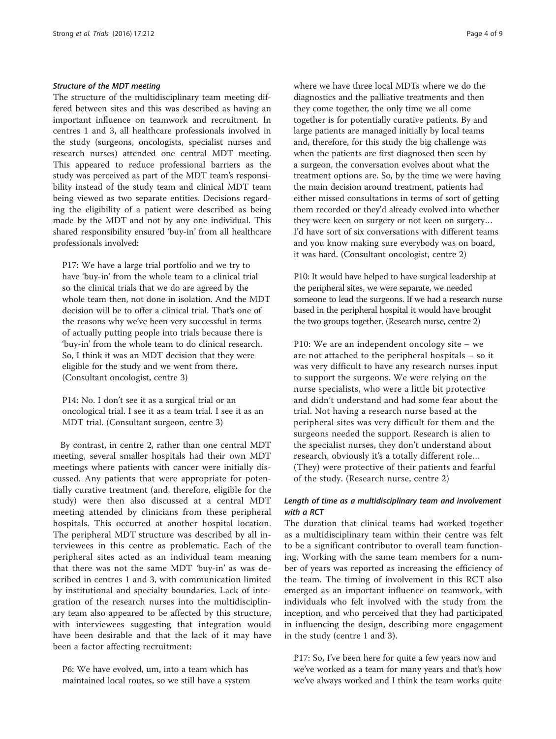### *Structure of the MDT meeting*

The structure of the multidisciplinary team meeting differed between sites and this was described as having an important influence on teamwork and recruitment. In centres 1 and 3, all healthcare professionals involved in the study (surgeons, oncologists, specialist nurses and research nurses) attended one central MDT meeting. This appeared to reduce professional barriers as the study was perceived as part of the MDT team's responsibility instead of the study team and clinical MDT team being viewed as two separate entities. Decisions regarding the eligibility of a patient were described as being made by the MDT and not by any one individual. This shared responsibility ensured 'buy-in' from all healthcare professionals involved:

> P17: We have a large trial portfolio and we try to have 'buy-in' from the whole team to a clinical trial so the clinical trials that we do are agreed by the whole team then, not done in isolation. And the MDT decision will be to offer a clinical trial. That's one of the reasons why we've been very successful in terms of actually putting people into trials because there is 'buy-in' from the whole team to do clinical research. So, I think it was an MDT decision that they were eligible for the study and we went from there**.** (Consultant oncologist, centre 3)

> P14: No. I don't see it as a surgical trial or an oncological trial. I see it as a team trial. I see it as an MDT trial. (Consultant surgeon, centre 3)

By contrast, in centre 2, rather than one central MDT meeting, several smaller hospitals had their own MDT meetings where patients with cancer were initially discussed. Any patients that were appropriate for potentially curative treatment (and, therefore, eligible for the study) were then also discussed at a central MDT meeting attended by clinicians from these peripheral hospitals. This occurred at another hospital location. The peripheral MDT structure was described by all interviewees in this centre as problematic. Each of the peripheral sites acted as an individual team meaning that there was not the same MDT 'buy-in' as was described in centres 1 and 3, with communication limited by institutional and specialty boundaries. Lack of integration of the research nurses into the multidisciplinary team also appeared to be affected by this structure, with interviewees suggesting that integration would have been desirable and that the lack of it may have been a factor affecting recruitment:

> P6: We have evolved, um, into a team which has maintained local routes, so we still have a system where we have three local MDTs where we do the diagnostics and the palliative treatments and then they come together, the only time we all come together is for potentially curative patients. By and large patients are managed initially by local teams and, therefore, for this study the big challenge was when the patients are first diagnosed then seen by a surgeon, the conversation evolves about what the treatment options are. So, by the time we were having the main decision around treatment, patients had either missed consultations in terms of sort of getting them recorded or they'd already evolved into whether they were keen on surgery or not keen on surgery… I'd have sort of six conversations with different teams and you know making sure everybody was on board, it was hard. (Consultant oncologist, centre 2)

> P10: It would have helped to have surgical leadership at the peripheral sites, we were separate, we needed someone to lead the surgeons. If we had a research nurse based in the peripheral hospital it would have brought the two groups together. (Research nurse, centre 2)

> P10: We are an independent oncology site – we are not attached to the peripheral hospitals – so it was very difficult to have any research nurses input to support the surgeons. We were relying on the nurse specialists, who were a little bit protective and didn't understand and had some fear about the trial. Not having a research nurse based at the peripheral sites was very difficult for them and the surgeons needed the support. Research is alien to the specialist nurses, they don't understand about research, obviously it's a totally different role… (They) were protective of their patients and fearful of the study. (Research nurse, centre 2)

### *Length of time as a multidisciplinary team and involvement with a RCT*

The duration that clinical teams had worked together as a multidisciplinary team within their centre was felt to be a significant contributor to overall team functioning. Working with the same team members for a number of years was reported as increasing the efficiency of the team. The timing of involvement in this RCT also emerged as an important influence on teamwork, with individuals who felt involved with the study from the inception, and who perceived that they had participated in influencing the design, describing more engagement in the study (centre 1 and 3).

> P17: So, I've been here for quite a few years now and we've worked as a team for many years and that's how we've always worked and I think the team works quite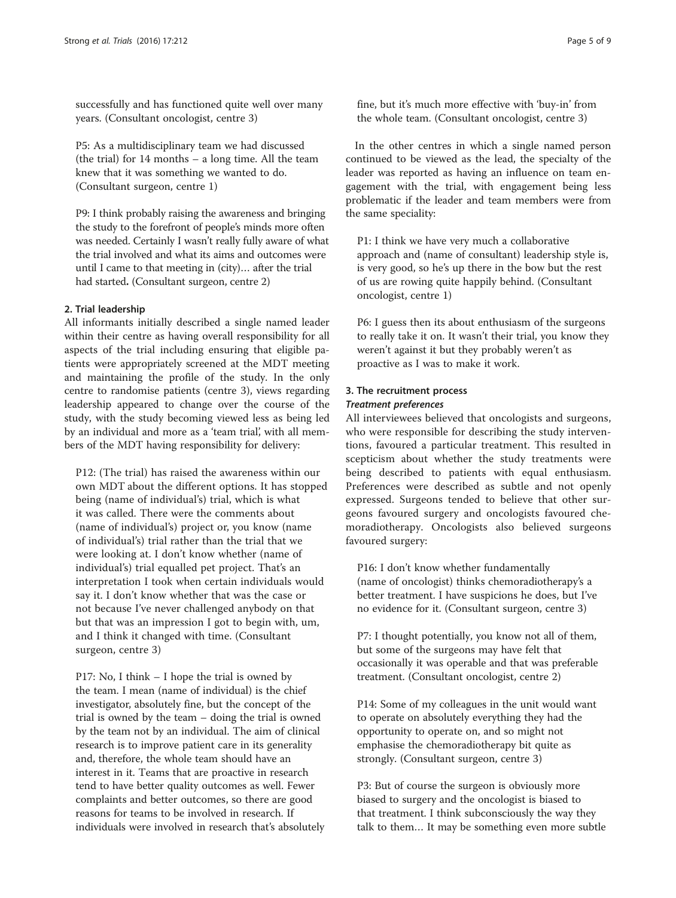successfully and has functioned quite well over many years. (Consultant oncologist, centre 3)

P5: As a multidisciplinary team we had discussed (the trial) for 14 months – a long time. All the team knew that it was something we wanted to do. (Consultant surgeon, centre 1)

P9: I think probably raising the awareness and bringing the study to the forefront of people's minds more often was needed. Certainly I wasn't really fully aware of what the trial involved and what its aims and outcomes were until I came to that meeting in (city)… after the trial had started**.** (Consultant surgeon, centre 2)

#### 2. Trial leadership

All informants initially described a single named leader within their centre as having overall responsibility for all aspects of the trial including ensuring that eligible patients were appropriately screened at the MDT meeting and maintaining the profile of the study. In the only centre to randomise patients (centre 3), views regarding leadership appeared to change over the course of the study, with the study becoming viewed less as being led by an individual and more as a 'team trial', with all members of the MDT having responsibility for delivery:

P12: (The trial) has raised the awareness within our own MDT about the different options. It has stopped being (name of individual's) trial, which is what it was called. There were the comments about (name of individual's) project or, you know (name of individual's) trial rather than the trial that we were looking at. I don't know whether (name of individual's) trial equalled pet project. That's an interpretation I took when certain individuals would say it. I don't know whether that was the case or not because I've never challenged anybody on that but that was an impression I got to begin with, um, and I think it changed with time. (Consultant surgeon, centre 3)

P17: No, I think – I hope the trial is owned by the team. I mean (name of individual) is the chief investigator, absolutely fine, but the concept of the trial is owned by the team – doing the trial is owned by the team not by an individual. The aim of clinical research is to improve patient care in its generality and, therefore, the whole team should have an interest in it. Teams that are proactive in research tend to have better quality outcomes as well. Fewer complaints and better outcomes, so there are good reasons for teams to be involved in research. If individuals were involved in research that's absolutely fine, but it's much more effective with 'buy-in' from the whole team. (Consultant oncologist, centre 3)

In the other centres in which a single named person continued to be viewed as the lead, the specialty of the leader was reported as having an influence on team engagement with the trial, with engagement being less problematic if the leader and team members were from the same speciality:

P1: I think we have very much a collaborative approach and (name of consultant) leadership style is, is very good, so he's up there in the bow but the rest of us are rowing quite happily behind. (Consultant oncologist, centre 1)

P6: I guess then its about enthusiasm of the surgeons to really take it on. It wasn't their trial, you know they weren't against it but they probably weren't as proactive as I was to make it work.

#### 3. The recruitment process

##### *Treatment preferences*

All interviewees believed that oncologists and surgeons, who were responsible for describing the study interventions, favoured a particular treatment. This resulted in scepticism about whether the study treatments were being described to patients with equal enthusiasm. Preferences were described as subtle and not openly expressed. Surgeons tended to believe that other surgeons favoured surgery and oncologists favoured chemoradiotherapy. Oncologists also believed surgeons favoured surgery:

P16: I don't know whether fundamentally (name of oncologist) thinks chemoradiotherapy's a better treatment. I have suspicions he does, but I've no evidence for it. (Consultant surgeon, centre 3)

P7: I thought potentially, you know not all of them, but some of the surgeons may have felt that occasionally it was operable and that was preferable treatment. (Consultant oncologist, centre 2)

P14: Some of my colleagues in the unit would want to operate on absolutely everything they had the opportunity to operate on, and so might not emphasise the chemoradiotherapy bit quite as strongly. (Consultant surgeon, centre 3)

P3: But of course the surgeon is obviously more biased to surgery and the oncologist is biased to that treatment. I think subconsciously the way they talk to them… It may be something even more subtle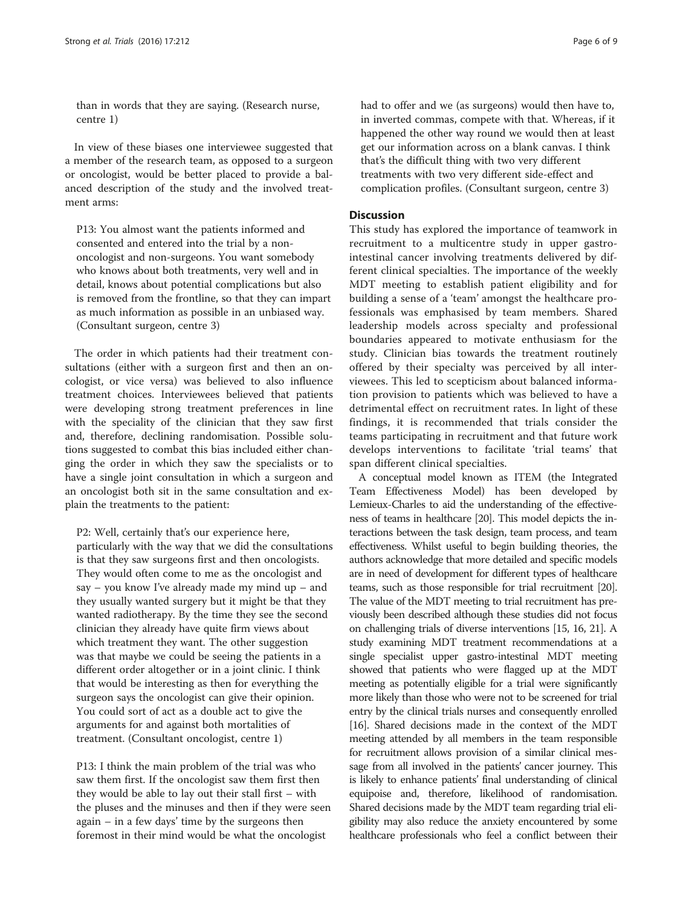than in words that they are saying. (Research nurse, centre 1)

In view of these biases one interviewee suggested that a member of the research team, as opposed to a surgeon or oncologist, would be better placed to provide a balanced description of the study and the involved treatment arms:

> P13: You almost want the patients informed and consented and entered into the trial by a non-oncologist and non-surgeons. You want somebody who knows about both treatments, very well and in detail, knows about potential complications but also is removed from the frontline, so that they can impart as much information as possible in an unbiased way. (Consultant surgeon, centre 3)

The order in which patients had their treatment consultations (either with a surgeon first and then an oncologist, or vice versa) was believed to also influence treatment choices. Interviewees believed that patients were developing strong treatment preferences in line with the speciality of the clinician that they saw first and, therefore, declining randomisation. Possible solutions suggested to combat this bias included either changing the order in which they saw the specialists or to have a single joint consultation in which a surgeon and an oncologist both sit in the same consultation and explain the treatments to the patient:

> P2: Well, certainly that's our experience here, particularly with the way that we did the consultations is that they saw surgeons first and then oncologists. They would often come to me as the oncologist and say – you know I've already made my mind up – and they usually wanted surgery but it might be that they wanted radiotherapy. By the time they see the second clinician they already have quite firm views about which treatment they want. The other suggestion was that maybe we could be seeing the patients in a different order altogether or in a joint clinic. I think that would be interesting as then for everything the surgeon says the oncologist can give their opinion. You could sort of act as a double act to give the arguments for and against both mortalities of treatment. (Consultant oncologist, centre 1)

> P13: I think the main problem of the trial was who saw them first. If the oncologist saw them first then they would be able to lay out their stall first – with the pluses and the minuses and then if they were seen again – in a few days' time by the surgeons then foremost in their mind would be what the oncologist had to offer and we (as surgeons) would then have to, in inverted commas, compete with that. Whereas, if it happened the other way round we would then at least get our information across on a blank canvas. I think that's the difficult thing with two very different treatments with two very different side-effect and complication profiles. (Consultant surgeon, centre 3)

## Discussion

This study has explored the importance of teamwork in recruitment to a multicentre study in upper gastrointestinal cancer involving treatments delivered by different clinical specialties. The importance of the weekly MDT meeting to establish patient eligibility and for building a sense of a 'team' amongst the healthcare professionals was emphasised by team members. Shared leadership models across specialty and professional boundaries appeared to motivate enthusiasm for the study. Clinician bias towards the treatment routinely offered by their specialty was perceived by all interviewees. This led to scepticism about balanced information provision to patients which was believed to have a detrimental effect on recruitment rates. In light of these findings, it is recommended that trials consider the teams participating in recruitment and that future work develops interventions to facilitate 'trial teams' that span different clinical specialties.

A conceptual model known as ITEM (the Integrated Team Effectiveness Model) has been developed by Lemieux-Charles to aid the understanding of the effectiveness of teams in healthcare [20]. This model depicts the interactions between the task design, team process, and team effectiveness. Whilst useful to begin building theories, the authors acknowledge that more detailed and specific models are in need of development for different types of healthcare teams, such as those responsible for trial recruitment [20]. The value of the MDT meeting to trial recruitment has previously been described although these studies did not focus on challenging trials of diverse interventions [15, 16, 21]. A study examining MDT treatment recommendations at a single specialist upper gastro-intestinal MDT meeting showed that patients who were flagged up at the MDT meeting as potentially eligible for a trial were significantly more likely than those who were not to be screened for trial entry by the clinical trials nurses and consequently enrolled [16]. Shared decisions made in the context of the MDT meeting attended by all members in the team responsible for recruitment allows provision of a similar clinical message from all involved in the patients' cancer journey. This is likely to enhance patients' final understanding of clinical equipoise and, therefore, likelihood of randomisation. Shared decisions made by the MDT team regarding trial eligibility may also reduce the anxiety encountered by some healthcare professionals who feel a conflict between their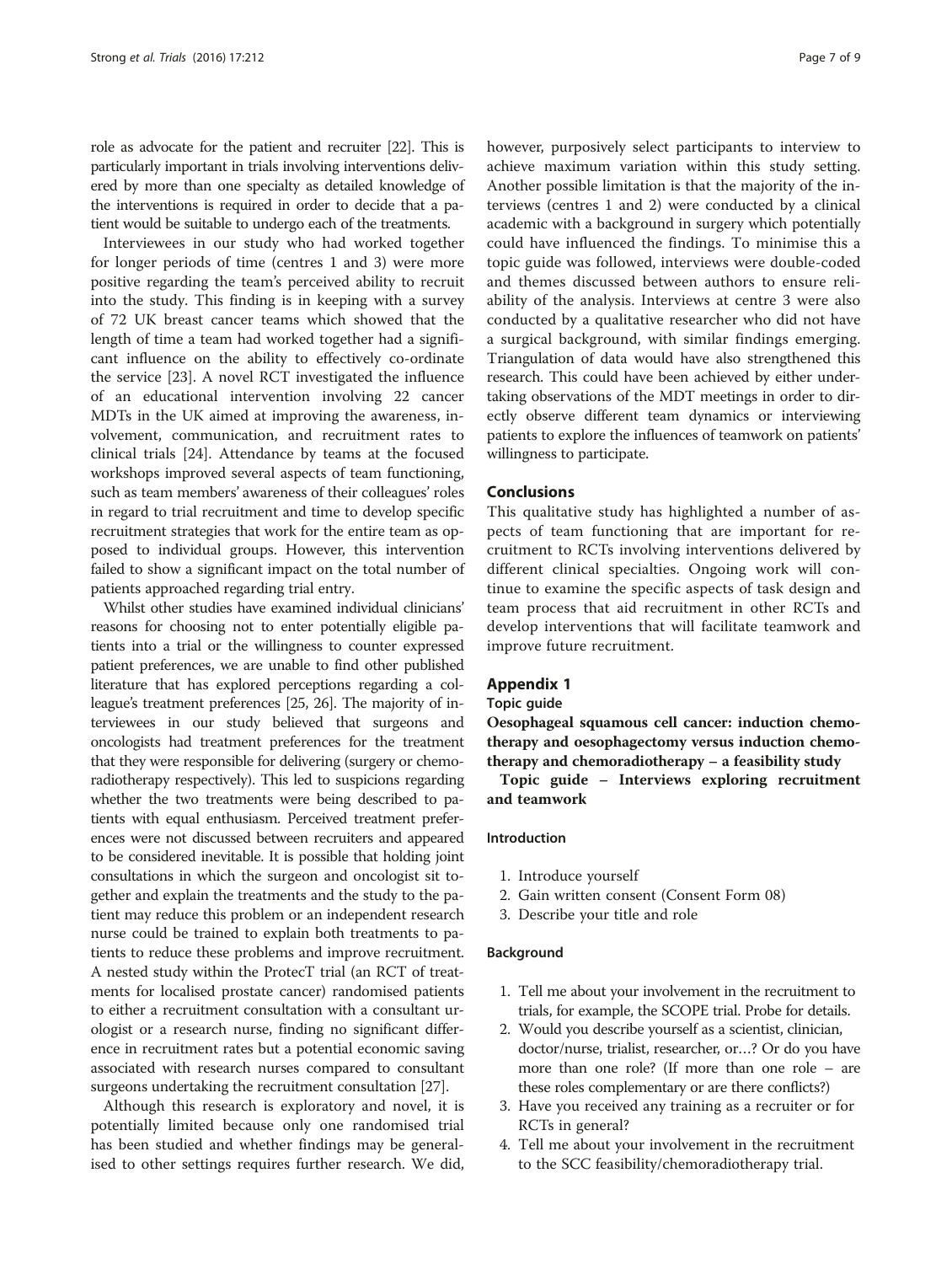role as advocate for the patient and recruiter [22]. This is particularly important in trials involving interventions delivered by more than one specialty as detailed knowledge of the interventions is required in order to decide that a patient would be suitable to undergo each of the treatments.

Interviewees in our study who had worked together for longer periods of time (centres 1 and 3) were more positive regarding the team's perceived ability to recruit into the study. This finding is in keeping with a survey of 72 UK breast cancer teams which showed that the length of time a team had worked together had a significant influence on the ability to effectively co-ordinate the service [23]. A novel RCT investigated the influence of an educational intervention involving 22 cancer MDTs in the UK aimed at improving the awareness, involvement, communication, and recruitment rates to clinical trials [24]. Attendance by teams at the focused workshops improved several aspects of team functioning, such as team members' awareness of their colleagues' roles in regard to trial recruitment and time to develop specific recruitment strategies that work for the entire team as opposed to individual groups. However, this intervention failed to show a significant impact on the total number of patients approached regarding trial entry.

Whilst other studies have examined individual clinicians' reasons for choosing not to enter potentially eligible patients into a trial or the willingness to counter expressed patient preferences, we are unable to find other published literature that has explored perceptions regarding a colleague's treatment preferences [25, 26]. The majority of interviewees in our study believed that surgeons and oncologists had treatment preferences for the treatment that they were responsible for delivering (surgery or chemoradiotherapy respectively). This led to suspicions regarding whether the two treatments were being described to patients with equal enthusiasm. Perceived treatment preferences were not discussed between recruiters and appeared to be considered inevitable. It is possible that holding joint consultations in which the surgeon and oncologist sit together and explain the treatments and the study to the patient may reduce this problem or an independent research nurse could be trained to explain both treatments to patients to reduce these problems and improve recruitment. A nested study within the ProtecT trial (an RCT of treatments for localised prostate cancer) randomised patients to either a recruitment consultation with a consultant urologist or a research nurse, finding no significant difference in recruitment rates but a potential economic saving associated with research nurses compared to consultant surgeons undertaking the recruitment consultation [27].

Although this research is exploratory and novel, it is potentially limited because only one randomised trial has been studied and whether findings may be generalised to other settings requires further research. We did, however, purposively select participants to interview to achieve maximum variation within this study setting. Another possible limitation is that the majority of the interviews (centres 1 and 2) were conducted by a clinical academic with a background in surgery which potentially could have influenced the findings. To minimise this a topic guide was followed, interviews were double-coded and themes discussed between authors to ensure reliability of the analysis. Interviews at centre 3 were also conducted by a qualitative researcher who did not have a surgical background, with similar findings emerging. Triangulation of data would have also strengthened this research. This could have been achieved by either undertaking observations of the MDT meetings in order to directly observe different team dynamics or interviewing patients to explore the influences of teamwork on patients' willingness to participate.

## Conclusions

This qualitative study has highlighted a number of aspects of team functioning that are important for recruitment to RCTs involving interventions delivered by different clinical specialties. Ongoing work will continue to examine the specific aspects of task design and team process that aid recruitment in other RCTs and develop interventions that will facilitate teamwork and improve future recruitment.

## Appendix 1

### Topic guide

**Oesophageal squamous cell cancer: induction chemotherapy and oesophagectomy versus induction chemotherapy and chemoradiotherapy – a feasibility study**

**Topic guide – Interviews exploring recruitment and teamwork**

#### Introduction

1. Introduce yourself
2. Gain written consent (Consent Form 08)
3. Describe your title and role

#### Background

1. Tell me about your involvement in the recruitment to trials, for example, the SCOPE trial. Probe for details.
2. Would you describe yourself as a scientist, clinician, doctor/nurse, trialist, researcher, or…? Or do you have more than one role? (If more than one role – are these roles complementary or are there conflicts?)
3. Have you received any training as a recruiter or for RCTs in general?
4. Tell me about your involvement in the recruitment to the SCC feasibility/chemoradiotherapy trial.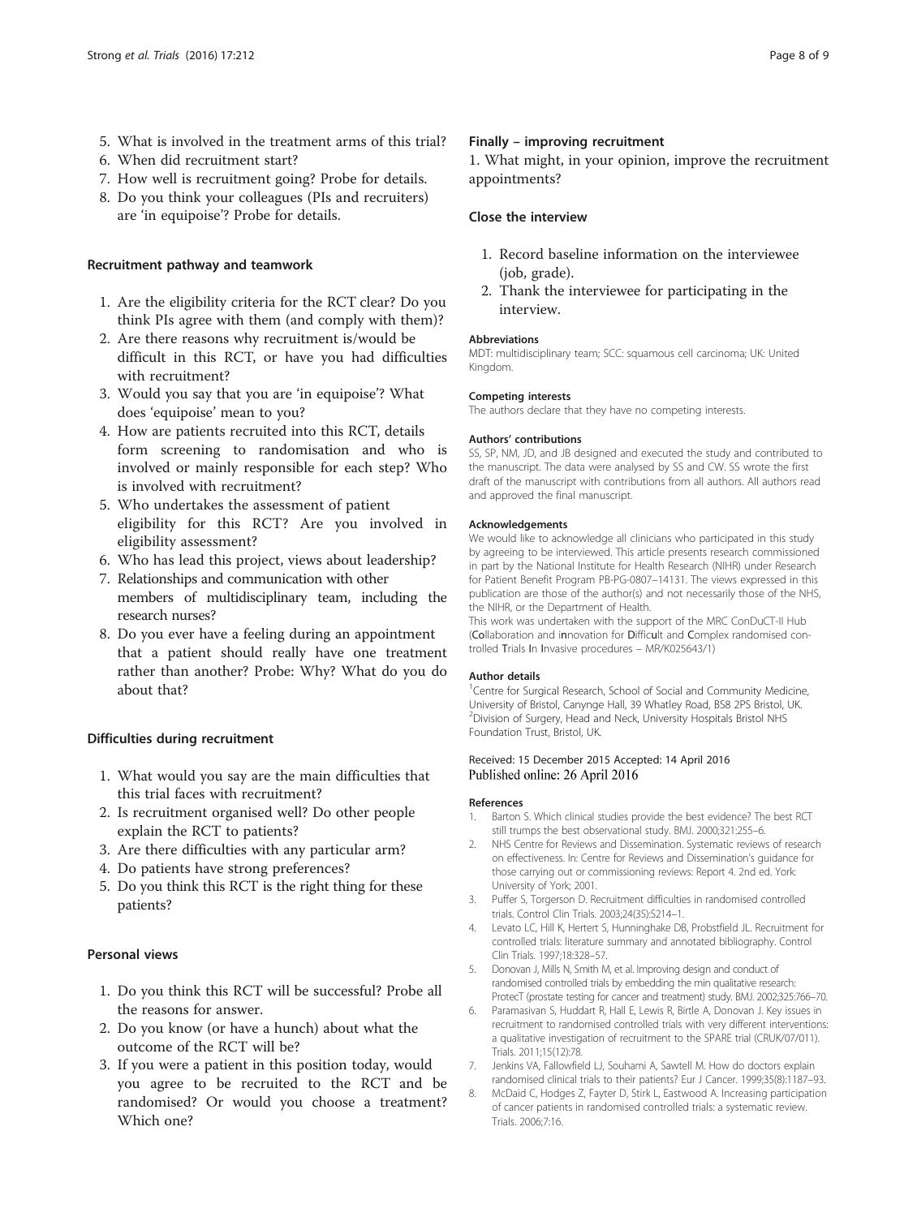5. What is involved in the treatment arms of this trial?
6. When did recruitment start?
7. How well is recruitment going? Probe for details.
8. Do you think your colleagues (PIs and recruiters) are 'in equipoise'? Probe for details.

#### Recruitment pathway and teamwork

1. Are the eligibility criteria for the RCT clear? Do you think PIs agree with them (and comply with them)?
2. Are there reasons why recruitment is/would be difficult in this RCT, or have you had difficulties with recruitment?
3. Would you say that you are 'in equipoise'? What does 'equipoise' mean to you?
4. How are patients recruited into this RCT, details form screening to randomisation and who is involved or mainly responsible for each step? Who is involved with recruitment?
5. Who undertakes the assessment of patient eligibility for this RCT? Are you involved in eligibility assessment?
6. Who has lead this project, views about leadership?
7. Relationships and communication with other members of multidisciplinary team, including the research nurses?
8. Do you ever have a feeling during an appointment that a patient should really have one treatment rather than another? Probe: Why? What do you do about that?

#### Difficulties during recruitment

1. What would you say are the main difficulties that this trial faces with recruitment?
2. Is recruitment organised well? Do other people explain the RCT to patients?
3. Are there difficulties with any particular arm?
4. Do patients have strong preferences?
5. Do you think this RCT is the right thing for these patients?

#### Personal views

1. Do you think this RCT will be successful? Probe all the reasons for answer.
2. Do you know (or have a hunch) about what the outcome of the RCT will be?
3. If you were a patient in this position today, would you agree to be recruited to the RCT and be randomised? Or would you choose a treatment? Which one?

#### Finally – improving recruitment

1. What might, in your opinion, improve the recruitment appointments?

#### Close the interview

1. Record baseline information on the interviewee (job, grade).
2. Thank the interviewee for participating in the interview.

#### Abbreviations

MDT: multidisciplinary team; SCC: squamous cell carcinoma; UK: United Kingdom.

#### Competing interests

The authors declare that they have no competing interests.

#### Authors' contributions

SS, SP, NM, JD, and JB designed and executed the study and contributed to the manuscript. The data were analysed by SS and CW. SS wrote the first draft of the manuscript with contributions from all authors. All authors read and approved the final manuscript.

#### Acknowledgements

We would like to acknowledge all clinicians who participated in this study by agreeing to be interviewed. This article presents research commissioned in part by the National Institute for Health Research (NIHR) under Research for Patient Benefit Program PB-PG-0807–14131. The views expressed in this publication are those of the author(s) and not necessarily those of the NHS, the NIHR, or the Department of Health.

This work was undertaken with the support of the MRC ConDuCT-II Hub (**Co**llaboration and i**n**novation for **D**iffic**u**lt and **C**omplex randomised controlled **T**rials **I**n Invasive procedures – MR/K025643/1)

#### Author details

[1]Centre for Surgical Research, School of Social and Community Medicine, University of Bristol, Canynge Hall, 39 Whatley Road, BS8 2PS Bristol, UK. [2]Division of Surgery, Head and Neck, University Hospitals Bristol NHS Foundation Trust, Bristol, UK.

Received: 15 December 2015 Accepted: 14 April 2016
Published online: 26 April 2016

#### References

1. Barton S. Which clinical studies provide the best evidence? The best RCT still trumps the best observational study. BMJ. 2000;321:255–6.
2. NHS Centre for Reviews and Dissemination. Systematic reviews of research on effectiveness. In: Centre for Reviews and Dissemination's guidance for those carrying out or commissioning reviews: Report 4. 2nd ed. York: University of York; 2001.
3. Puffer S, Torgerson D. Recruitment difficulties in randomised controlled trials. Control Clin Trials. 2003;24(3S):S214–1.
4. Levato LC, Hill K, Hertert S, Hunninghake DB, Probstfield JL. Recruitment for controlled trials: literature summary and annotated bibliography. Control Clin Trials. 1997;18:328–57.
5. Donovan J, Mills N, Smith M, et al. Improving design and conduct of randomised controlled trials by embedding the min qualitative research: ProtecT (prostate testing for cancer and treatment) study. BMJ. 2002;325:766–70.
6. Paramasivan S, Huddart R, Hall E, Lewis R, Birtle A, Donovan J. Key issues in recruitment to randomised controlled trials with very different interventions: a qualitative investigation of recruitment to the SPARE trial (CRUK/07/011). Trials. 2011;15(12):78.
7. Jenkins VA, Fallowfield LJ, Souhami A, Sawtell M. How do doctors explain randomised clinical trials to their patients? Eur J Cancer. 1999;35(8):1187–93.
8. McDaid C, Hodges Z, Fayter D, Stirk L, Eastwood A. Increasing participation of cancer patients in randomised controlled trials: a systematic review. Trials. 2006;7:16.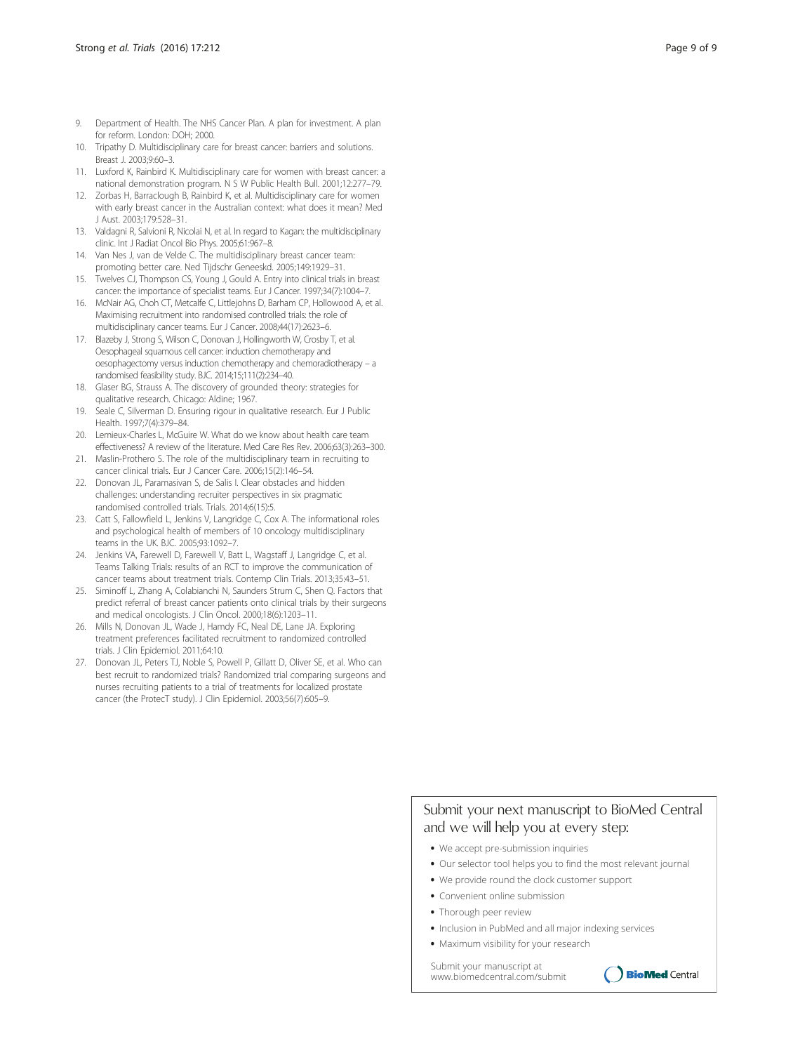9. Department of Health. The NHS Cancer Plan. A plan for investment. A plan for reform. London: DOH; 2000.
10. Tripathy D. Multidisciplinary care for breast cancer: barriers and solutions. Breast J. 2003;9:60–3.
11. Luxford K, Rainbird K. Multidisciplinary care for women with breast cancer: a national demonstration program. N S W Public Health Bull. 2001;12:277–79.
12. Zorbas H, Barraclough B, Rainbird K, et al. Multidisciplinary care for women with early breast cancer in the Australian context: what does it mean? Med J Aust. 2003;179:528–31.
13. Valdagni R, Salvioni R, Nicolai N, et al. In regard to Kagan: the multidisciplinary clinic. Int J Radiat Oncol Bio Phys. 2005;61:967–8.
14. Van Nes J, van de Velde C. The multidisciplinary breast cancer team: promoting better care. Ned Tijdschr Geneeskd. 2005;149:1929–31.
15. Twelves CJ, Thompson CS, Young J, Gould A. Entry into clinical trials in breast cancer: the importance of specialist teams. Eur J Cancer. 1997;34(7):1004–7.
16. McNair AG, Choh CT, Metcalfe C, Littlejohns D, Barham CP, Hollowood A, et al. Maximising recruitment into randomised controlled trials: the role of multidisciplinary cancer teams. Eur J Cancer. 2008;44(17):2623–6.
17. Blazeby J, Strong S, Wilson C, Donovan J, Hollingworth W, Crosby T, et al. Oesophageal squamous cell cancer: induction chemotherapy and oesophagectomy versus induction chemotherapy and chemoradiotherapy – a randomised feasibility study. BJC. 2014;15;111(2):234–40.
18. Glaser BG, Strauss A. The discovery of grounded theory: strategies for qualitative research. Chicago: Aldine; 1967.
19. Seale C, Silverman D. Ensuring rigour in qualitative research. Eur J Public Health. 1997;7(4):379–84.
20. Lemieux-Charles L, McGuire W. What do we know about health care team effectiveness? A review of the literature. Med Care Res Rev. 2006;63(3):263–300.
21. Maslin-Prothero S. The role of the multidisciplinary team in recruiting to cancer clinical trials. Eur J Cancer Care. 2006;15(2):146–54.
22. Donovan JL, Paramasivan S, de Salis I. Clear obstacles and hidden challenges: understanding recruiter perspectives in six pragmatic randomised controlled trials. Trials. 2014;6(15):5.
23. Catt S, Fallowfield L, Jenkins V, Langridge C, Cox A. The informational roles and psychological health of members of 10 oncology multidisciplinary teams in the UK. BJC. 2005;93:1092–7.
24. Jenkins VA, Farewell D, Farewell V, Batt L, Wagstaff J, Langridge C, et al. Teams Talking Trials: results of an RCT to improve the communication of cancer teams about treatment trials. Contemp Clin Trials. 2013;35:43–51.
25. Siminoff L, Zhang A, Colabianchi N, Saunders Strum C, Shen Q. Factors that predict referral of breast cancer patients onto clinical trials by their surgeons and medical oncologists. J Clin Oncol. 2000;18(6):1203–11.
26. Mills N, Donovan JL, Wade J, Hamdy FC, Neal DE, Lane JA. Exploring treatment preferences facilitated recruitment to randomized controlled trials. J Clin Epidemiol. 2011;64:10.
27. Donovan JL, Peters TJ, Noble S, Powell P, Gillatt D, Oliver SE, et al. Who can best recruit to randomized trials? Randomized trial comparing surgeons and nurses recruiting patients to a trial of treatments for localized prostate cancer (the ProtecT study). J Clin Epidemiol. 2003;56(7):605–9.

Submit your next manuscript to BioMed Central and we will help you at every step:

- We accept pre-submission inquiries
- Our selector tool helps you to find the most relevant journal
- We provide round the clock customer support
- Convenient online submission
- Thorough peer review
- Inclusion in PubMed and all major indexing services
- Maximum visibility for your research

Submit your manuscript at
www.biomedcentral.com/submit

BioMed Central